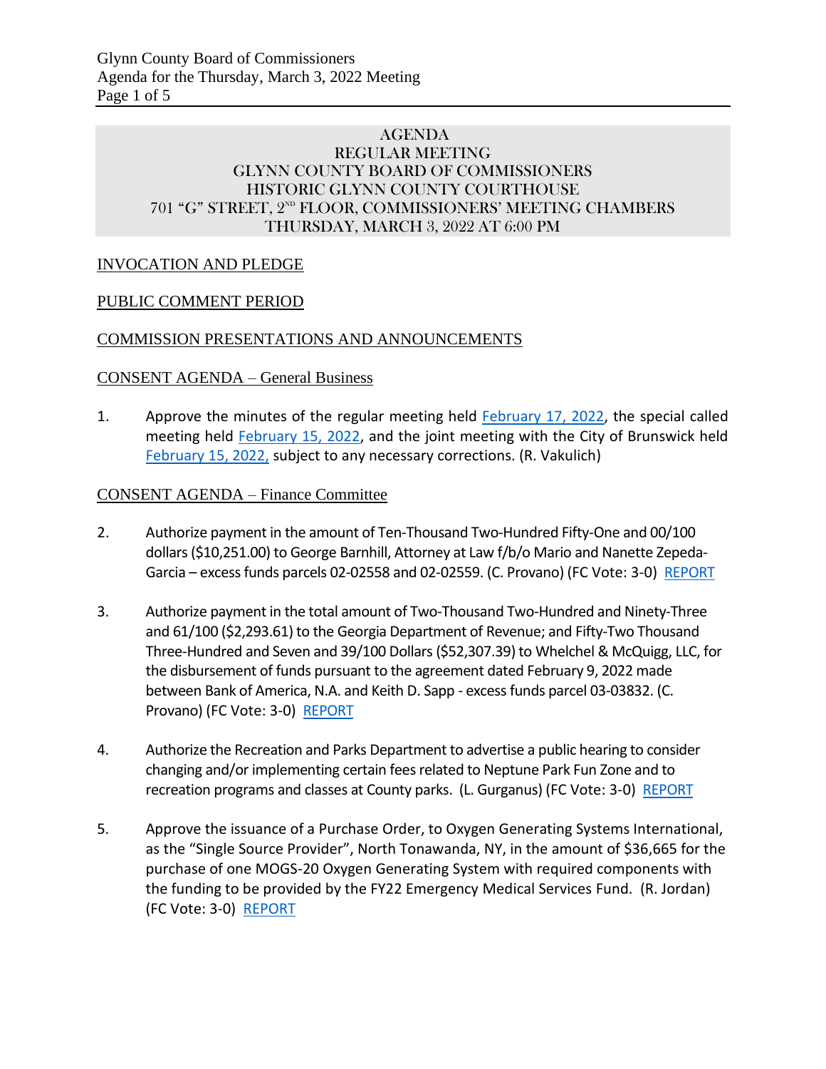# AGENDA
## REGULAR MEETING
## GLYNN COUNTY BOARD OF COMMISSIONERS
## HISTORIC GLYNN COUNTY COURTHOUSE
## 701 "G" STREET, 2ND FLOOR, COMMISSIONERS' MEETING CHAMBERS
## THURSDAY, MARCH 3, 2022 AT 6:00 PM

INVOCATION AND PLEDGE

PUBLIC COMMENT PERIOD

COMMISSION PRESENTATIONS AND ANNOUNCEMENTS

CONSENT AGENDA – General Business

1. Approve the minutes of the regular meeting held February 17, 2022, the special called meeting held February 15, 2022, and the joint meeting with the City of Brunswick held February 15, 2022, subject to any necessary corrections. (R. Vakulich)

CONSENT AGENDA – Finance Committee

2. Authorize payment in the amount of Ten-Thousand Two-Hundred Fifty-One and 00/100 dollars ($10,251.00) to George Barnhill, Attorney at Law f/b/o Mario and Nanette Zepeda-Garcia – excess funds parcels 02-02558 and 02-02559. (C. Provano) (FC Vote: 3-0) REPORT

3. Authorize payment in the total amount of Two-Thousand Two-Hundred and Ninety-Three and 61/100 ($2,293.61) to the Georgia Department of Revenue; and Fifty-Two Thousand Three-Hundred and Seven and 39/100 Dollars ($52,307.39) to Whelchel & McQuigg, LLC, for the disbursement of funds pursuant to the agreement dated February 9, 2022 made between Bank of America, N.A. and Keith D. Sapp - excess funds parcel 03-03832. (C. Provano) (FC Vote: 3-0) REPORT

4. Authorize the Recreation and Parks Department to advertise a public hearing to consider changing and/or implementing certain fees related to Neptune Park Fun Zone and to recreation programs and classes at County parks. (L. Gurganus) (FC Vote: 3-0) REPORT

5. Approve the issuance of a Purchase Order, to Oxygen Generating Systems International, as the "Single Source Provider", North Tonawanda, NY, in the amount of $36,665 for the purchase of one MOGS-20 Oxygen Generating System with required components with the funding to be provided by the FY22 Emergency Medical Services Fund. (R. Jordan) (FC Vote: 3-0) REPORT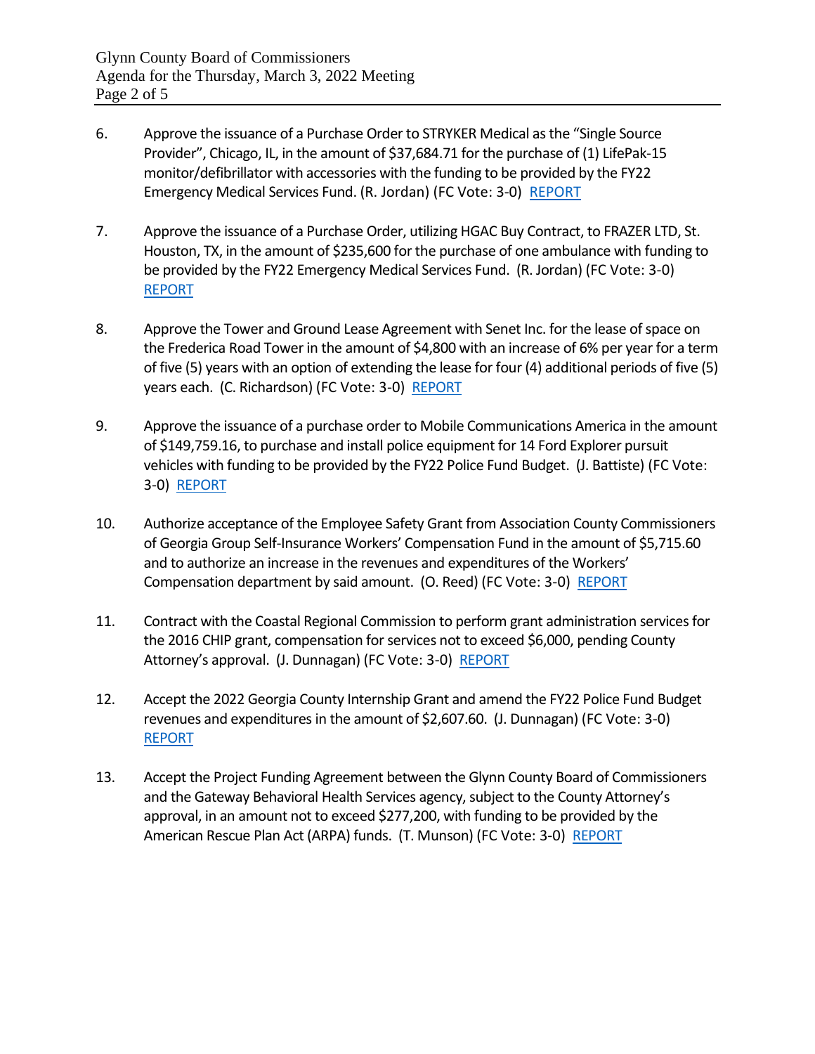6. Approve the issuance of a Purchase Order to STRYKER Medical as the "Single Source Provider", Chicago, IL, in the amount of $37,684.71 for the purchase of (1) LifePak-15 monitor/defibrillator with accessories with the funding to be provided by the FY22 Emergency Medical Services Fund. (R. Jordan) (FC Vote: 3-0) REPORT

7. Approve the issuance of a Purchase Order, utilizing HGAC Buy Contract, to FRAZER LTD, St. Houston, TX, in the amount of $235,600 for the purchase of one ambulance with funding to be provided by the FY22 Emergency Medical Services Fund. (R. Jordan) (FC Vote: 3-0) REPORT

8. Approve the Tower and Ground Lease Agreement with Senet Inc. for the lease of space on the Frederica Road Tower in the amount of $4,800 with an increase of 6% per year for a term of five (5) years with an option of extending the lease for four (4) additional periods of five (5) years each. (C. Richardson) (FC Vote: 3-0) REPORT

9. Approve the issuance of a purchase order to Mobile Communications America in the amount of $149,759.16, to purchase and install police equipment for 14 Ford Explorer pursuit vehicles with funding to be provided by the FY22 Police Fund Budget. (J. Battiste) (FC Vote: 3-0) REPORT

10. Authorize acceptance of the Employee Safety Grant from Association County Commissioners of Georgia Group Self-Insurance Workers' Compensation Fund in the amount of $5,715.60 and to authorize an increase in the revenues and expenditures of the Workers' Compensation department by said amount. (O. Reed) (FC Vote: 3-0) REPORT

11. Contract with the Coastal Regional Commission to perform grant administration services for the 2016 CHIP grant, compensation for services not to exceed $6,000, pending County Attorney's approval. (J. Dunnagan) (FC Vote: 3-0) REPORT

12. Accept the 2022 Georgia County Internship Grant and amend the FY22 Police Fund Budget revenues and expenditures in the amount of $2,607.60. (J. Dunnagan) (FC Vote: 3-0) REPORT

13. Accept the Project Funding Agreement between the Glynn County Board of Commissioners and the Gateway Behavioral Health Services agency, subject to the County Attorney's approval, in an amount not to exceed $277,200, with funding to be provided by the American Rescue Plan Act (ARPA) funds. (T. Munson) (FC Vote: 3-0) REPORT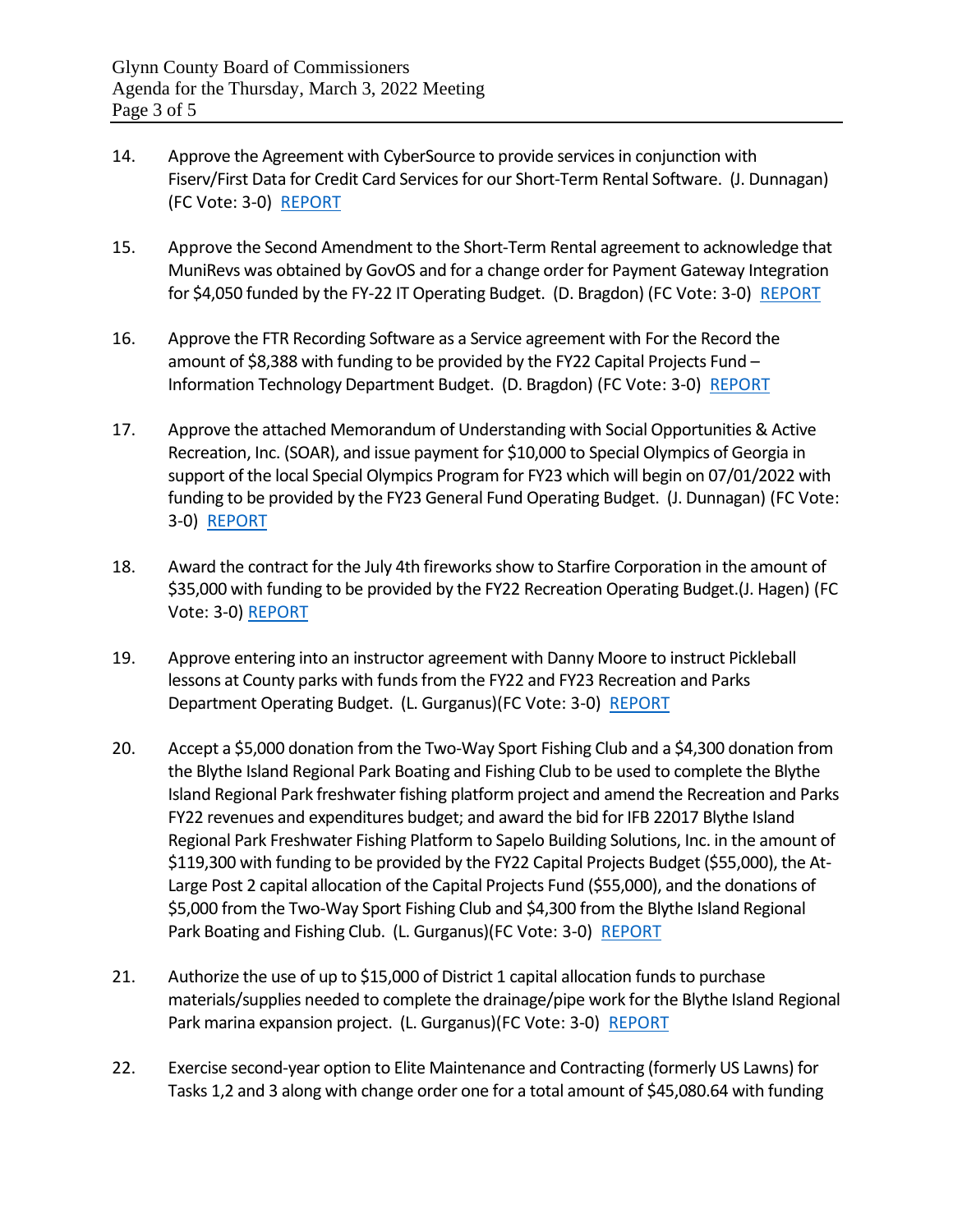14. Approve the Agreement with CyberSource to provide services in conjunction with Fiserv/First Data for Credit Card Services for our Short-Term Rental Software. (J. Dunnagan) (FC Vote: 3-0) REPORT

15. Approve the Second Amendment to the Short-Term Rental agreement to acknowledge that MuniRevs was obtained by GovOS and for a change order for Payment Gateway Integration for $4,050 funded by the FY-22 IT Operating Budget. (D. Bragdon) (FC Vote: 3-0) REPORT

16. Approve the FTR Recording Software as a Service agreement with For the Record the amount of $8,388 with funding to be provided by the FY22 Capital Projects Fund – Information Technology Department Budget. (D. Bragdon) (FC Vote: 3-0) REPORT

17. Approve the attached Memorandum of Understanding with Social Opportunities & Active Recreation, Inc. (SOAR), and issue payment for $10,000 to Special Olympics of Georgia in support of the local Special Olympics Program for FY23 which will begin on 07/01/2022 with funding to be provided by the FY23 General Fund Operating Budget. (J. Dunnagan) (FC Vote: 3-0) REPORT

18. Award the contract for the July 4th fireworks show to Starfire Corporation in the amount of $35,000 with funding to be provided by the FY22 Recreation Operating Budget.(J. Hagen) (FC Vote: 3-0) REPORT

19. Approve entering into an instructor agreement with Danny Moore to instruct Pickleball lessons at County parks with funds from the FY22 and FY23 Recreation and Parks Department Operating Budget. (L. Gurganus)(FC Vote: 3-0) REPORT

20. Accept a $5,000 donation from the Two-Way Sport Fishing Club and a $4,300 donation from the Blythe Island Regional Park Boating and Fishing Club to be used to complete the Blythe Island Regional Park freshwater fishing platform project and amend the Recreation and Parks FY22 revenues and expenditures budget; and award the bid for IFB 22017 Blythe Island Regional Park Freshwater Fishing Platform to Sapelo Building Solutions, Inc. in the amount of $119,300 with funding to be provided by the FY22 Capital Projects Budget ($55,000), the At-Large Post 2 capital allocation of the Capital Projects Fund ($55,000), and the donations of $5,000 from the Two-Way Sport Fishing Club and $4,300 from the Blythe Island Regional Park Boating and Fishing Club. (L. Gurganus)(FC Vote: 3-0) REPORT

21. Authorize the use of up to $15,000 of District 1 capital allocation funds to purchase materials/supplies needed to complete the drainage/pipe work for the Blythe Island Regional Park marina expansion project. (L. Gurganus)(FC Vote: 3-0) REPORT

22. Exercise second-year option to Elite Maintenance and Contracting (formerly US Lawns) for Tasks 1,2 and 3 along with change order one for a total amount of $45,080.64 with funding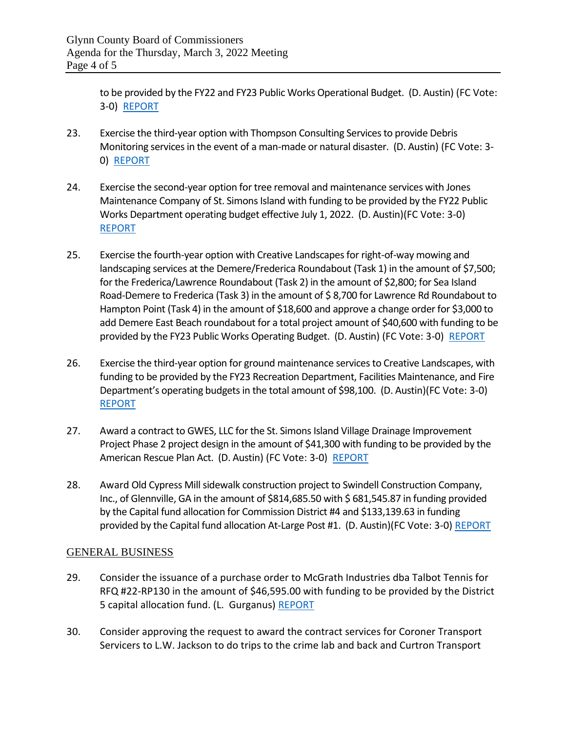to be provided by the FY22 and FY23 Public Works Operational Budget. (D. Austin) (FC Vote: 3-0) REPORT

23. Exercise the third-year option with Thompson Consulting Services to provide Debris Monitoring services in the event of a man-made or natural disaster. (D. Austin) (FC Vote: 3-0) REPORT

24. Exercise the second-year option for tree removal and maintenance services with Jones Maintenance Company of St. Simons Island with funding to be provided by the FY22 Public Works Department operating budget effective July 1, 2022. (D. Austin)(FC Vote: 3-0) REPORT

25. Exercise the fourth-year option with Creative Landscapes for right-of-way mowing and landscaping services at the Demere/Frederica Roundabout (Task 1) in the amount of $7,500; for the Frederica/Lawrence Roundabout (Task 2) in the amount of $2,800; for Sea Island Road-Demere to Frederica (Task 3) in the amount of $ 8,700 for Lawrence Rd Roundabout to Hampton Point (Task 4) in the amount of $18,600 and approve a change order for $3,000 to add Demere East Beach roundabout for a total project amount of $40,600 with funding to be provided by the FY23 Public Works Operating Budget. (D. Austin) (FC Vote: 3-0) REPORT

26. Exercise the third-year option for ground maintenance services to Creative Landscapes, with funding to be provided by the FY23 Recreation Department, Facilities Maintenance, and Fire Department's operating budgets in the total amount of $98,100. (D. Austin)(FC Vote: 3-0) REPORT

27. Award a contract to GWES, LLC for the St. Simons Island Village Drainage Improvement Project Phase 2 project design in the amount of $41,300 with funding to be provided by the American Rescue Plan Act. (D. Austin) (FC Vote: 3-0) REPORT

28. Award Old Cypress Mill sidewalk construction project to Swindell Construction Company, Inc., of Glennville, GA in the amount of $814,685.50 with $ 681,545.87 in funding provided by the Capital fund allocation for Commission District #4 and $133,139.63 in funding provided by the Capital fund allocation At-Large Post #1. (D. Austin)(FC Vote: 3-0) REPORT

## GENERAL BUSINESS

29. Consider the issuance of a purchase order to McGrath Industries dba Talbot Tennis for RFQ #22-RP130 in the amount of $46,595.00 with funding to be provided by the District 5 capital allocation fund. (L. Gurganus) REPORT

30. Consider approving the request to award the contract services for Coroner Transport Servicers to L.W. Jackson to do trips to the crime lab and back and Curtron Transport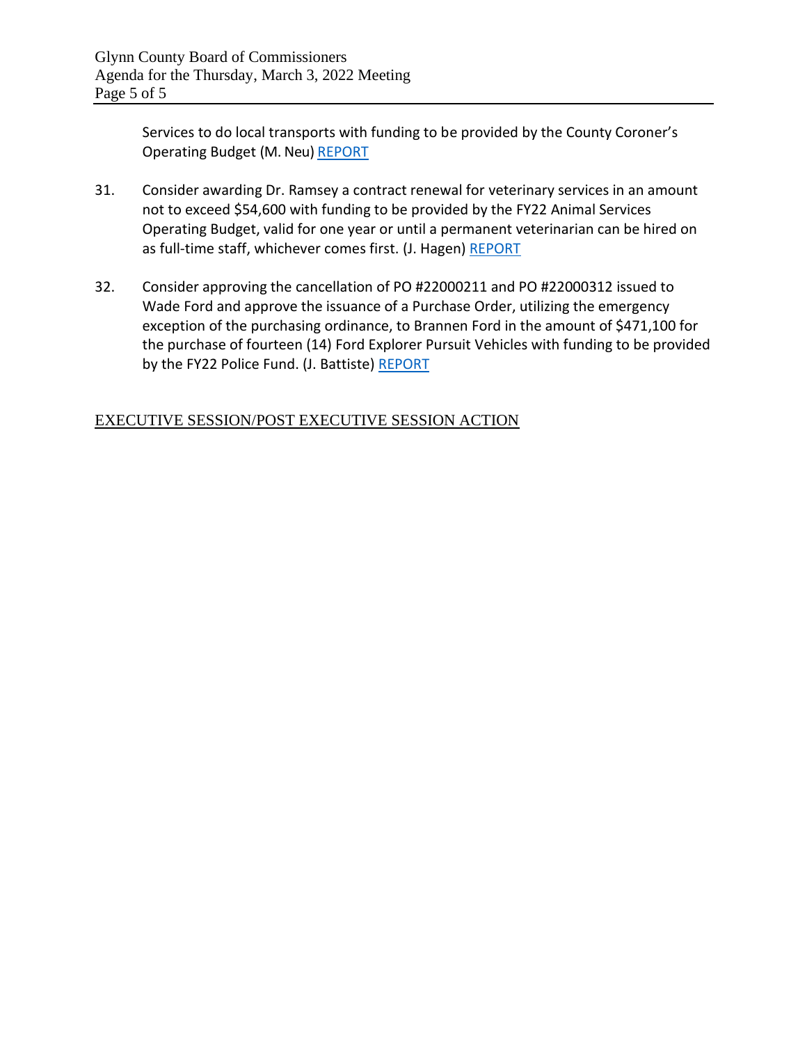Services to do local transports with funding to be provided by the County Coroner's Operating Budget (M. Neu) REPORT

31. Consider awarding Dr. Ramsey a contract renewal for veterinary services in an amount not to exceed $54,600 with funding to be provided by the FY22 Animal Services Operating Budget, valid for one year or until a permanent veterinarian can be hired on as full-time staff, whichever comes first. (J. Hagen) REPORT

32. Consider approving the cancellation of PO #22000211 and PO #22000312 issued to Wade Ford and approve the issuance of a Purchase Order, utilizing the emergency exception of the purchasing ordinance, to Brannen Ford in the amount of $471,100 for the purchase of fourteen (14) Ford Explorer Pursuit Vehicles with funding to be provided by the FY22 Police Fund. (J. Battiste) REPORT

## EXECUTIVE SESSION/POST EXECUTIVE SESSION ACTION